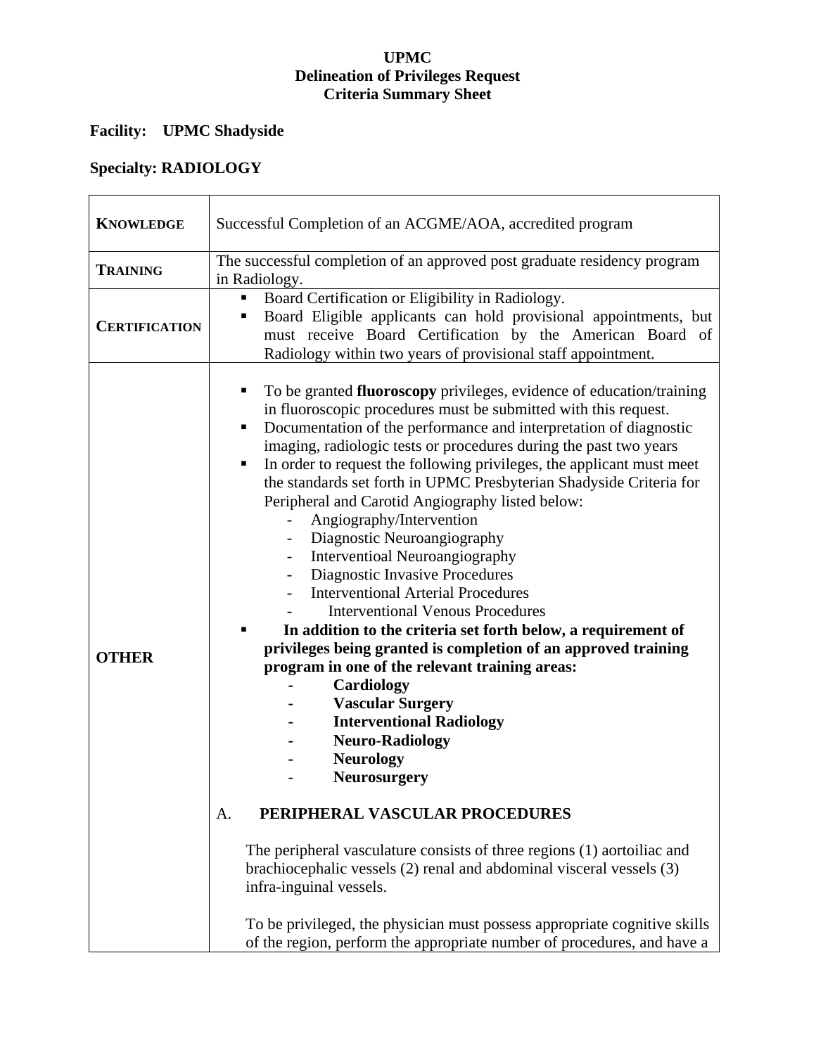**UPMC**
**Delineation of Privileges Request**
**Criteria Summary Sheet**

**Facility: UPMC Shadyside**

**Specialty: RADIOLOGY**

| | |
|---|---|
| **KNOWLEDGE** | Successful Completion of an ACGME/AOA, accredited program |
| **TRAINING** | The successful completion of an approved post graduate residency program in Radiology. |
| **CERTIFICATION** | ▪ Board Certification or Eligibility in Radiology.<br>▪ Board Eligible applicants can hold provisional appointments, but must receive Board Certification by the American Board of Radiology within two years of provisional staff appointment. |
| **OTHER** | ▪ To be granted **fluoroscopy** privileges, evidence of education/training in fluoroscopic procedures must be submitted with this request.<br>▪ Documentation of the performance and interpretation of diagnostic imaging, radiologic tests or procedures during the past two years<br>▪ In order to request the following privileges, the applicant must meet the standards set forth in UPMC Presbyterian Shadyside Criteria for Peripheral and Carotid Angiography listed below:<br>- Angiography/Intervention<br>- Diagnostic Neuroangiography<br>- Interventioal Neuroangiography<br>- Diagnostic Invasive Procedures<br>- Interventional Arterial Procedures<br>- Interventional Venous Procedures<br>▪ **In addition to the criteria set forth below, a requirement of privileges being granted is completion of an approved training program in one of the relevant training areas:**<br>- **Cardiology**<br>- **Vascular Surgery**<br>- **Interventional Radiology**<br>- **Neuro-Radiology**<br>- **Neurology**<br>- **Neurosurgery**<br><br>A. **PERIPHERAL VASCULAR PROCEDURES**<br><br>The peripheral vasculature consists of three regions (1) aortoiliac and brachiocephalic vessels (2) renal and abdominal visceral vessels (3) infra-inguinal vessels.<br><br>To be privileged, the physician must possess appropriate cognitive skills of the region, perform the appropriate number of procedures, and have a |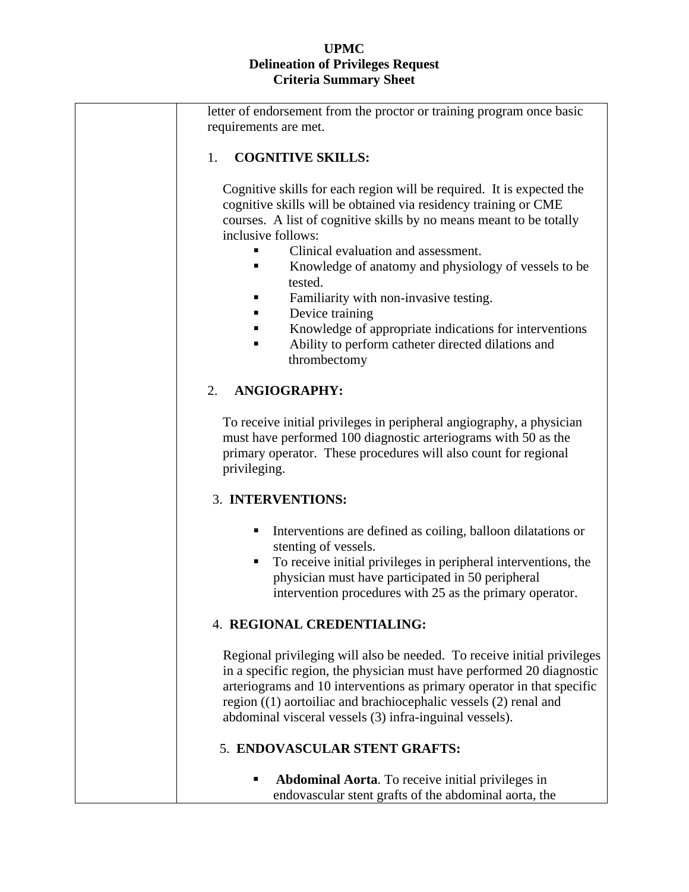UPMC
Delineation of Privileges Request
Criteria Summary Sheet

letter of endorsement from the proctor or training program once basic requirements are met.

1. **COGNITIVE SKILLS:**

Cognitive skills for each region will be required. It is expected the cognitive skills will be obtained via residency training or CME courses. A list of cognitive skills by no means meant to be totally inclusive follows:

- Clinical evaluation and assessment.
- Knowledge of anatomy and physiology of vessels to be tested.
- Familiarity with non-invasive testing.
- Device training
- Knowledge of appropriate indications for interventions
- Ability to perform catheter directed dilations and thrombectomy

2. **ANGIOGRAPHY:**

To receive initial privileges in peripheral angiography, a physician must have performed 100 diagnostic arteriograms with 50 as the primary operator. These procedures will also count for regional privileging.

3. **INTERVENTIONS:**

- Interventions are defined as coiling, balloon dilatations or stenting of vessels.
- To receive initial privileges in peripheral interventions, the physician must have participated in 50 peripheral intervention procedures with 25 as the primary operator.

4. **REGIONAL CREDENTIALING:**

Regional privileging will also be needed. To receive initial privileges in a specific region, the physician must have performed 20 diagnostic arteriograms and 10 interventions as primary operator in that specific region ((1) aortoiliac and brachiocephalic vessels (2) renal and abdominal visceral vessels (3) infra-inguinal vessels).

5. **ENDOVASCULAR STENT GRAFTS:**

- **Abdominal Aorta**. To receive initial privileges in endovascular stent grafts of the abdominal aorta, the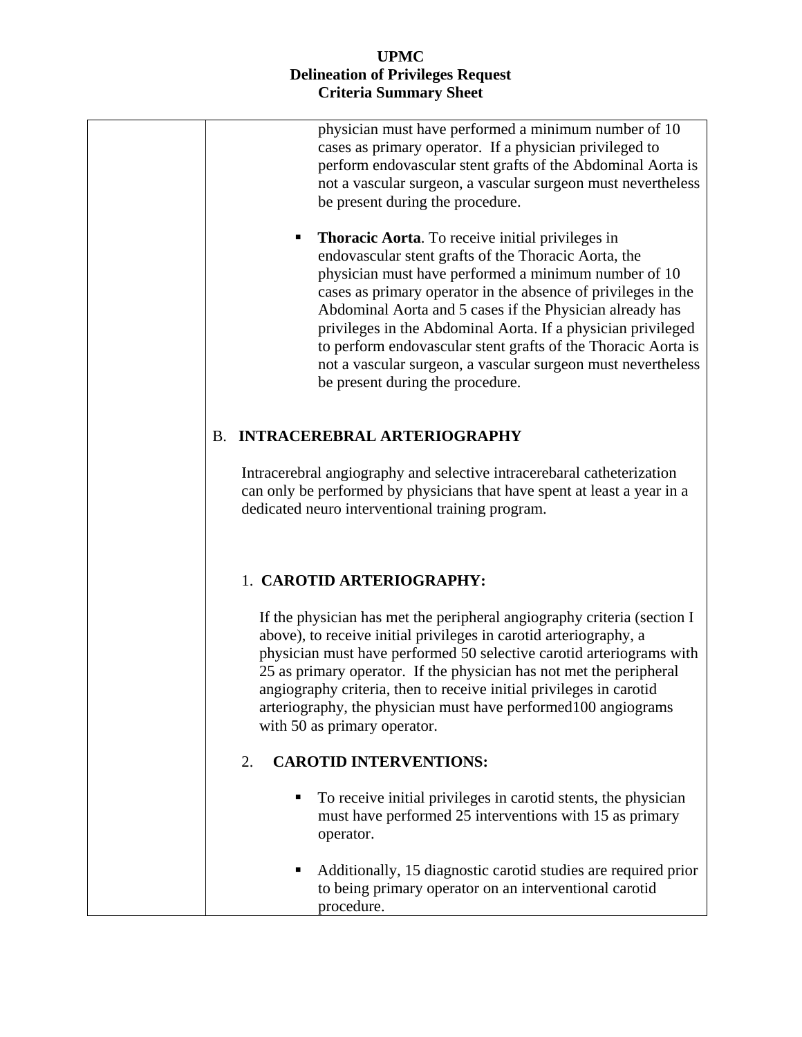| | |
|---|---|
| | physician must have performed a minimum number of 10 cases as primary operator. If a physician privileged to perform endovascular stent grafts of the Abdominal Aorta is not a vascular surgeon, a vascular surgeon must nevertheless be present during the procedure.<br><br>▪ **Thoracic Aorta**. To receive initial privileges in endovascular stent grafts of the Thoracic Aorta, the physician must have performed a minimum number of 10 cases as primary operator in the absence of privileges in the Abdominal Aorta and 5 cases if the Physician already has privileges in the Abdominal Aorta. If a physician privileged to perform endovascular stent grafts of the Thoracic Aorta is not a vascular surgeon, a vascular surgeon must nevertheless be present during the procedure.<br><br>B. **INTRACEREBRAL ARTERIOGRAPHY**<br><br>Intracerebral angiography and selective intracerebaral catheterization can only be performed by physicians that have spent at least a year in a dedicated neuro interventional training program.<br><br>1. **CAROTID ARTERIOGRAPHY:**<br><br>If the physician has met the peripheral angiography criteria (section I above), to receive initial privileges in carotid arteriography, a physician must have performed 50 selective carotid arteriograms with 25 as primary operator. If the physician has not met the peripheral angiography criteria, then to receive initial privileges in carotid arteriography, the physician must have performed100 angiograms with 50 as primary operator.<br><br>2. **CAROTID INTERVENTIONS:**<br><br>▪ To receive initial privileges in carotid stents, the physician must have performed 25 interventions with 15 as primary operator.<br><br>▪ Additionally, 15 diagnostic carotid studies are required prior to being primary operator on an interventional carotid procedure. |